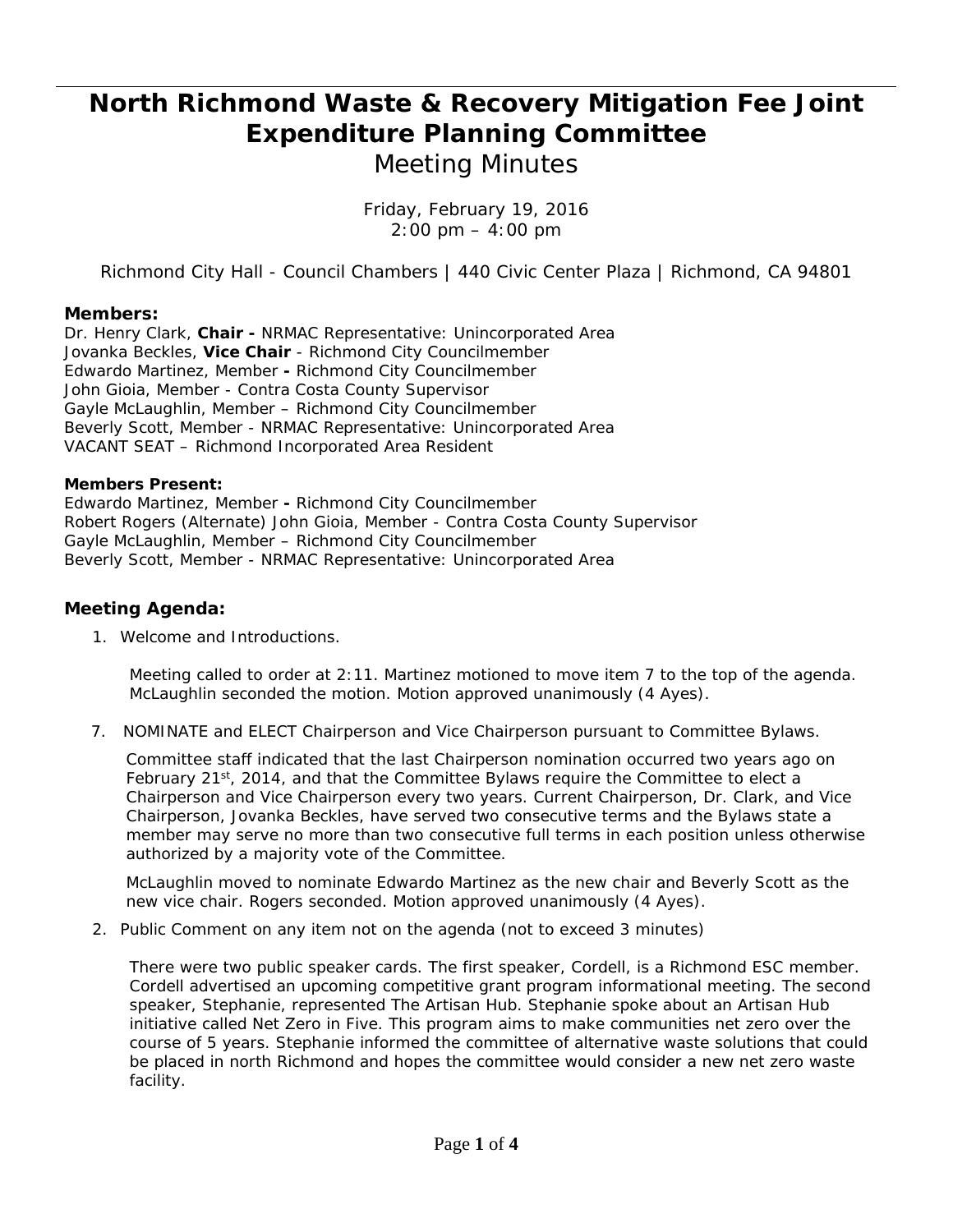# North Richmond Waste & Recovery Mitigation Fee Joint Expenditure Planning Committee

## Meeting Minutes

Friday, February 19, 2016
2:00 pm – 4:00 pm

Richmond City Hall - Council Chambers | 440 Civic Center Plaza | Richmond, CA 94801

### Members:

Dr. Henry Clark, **Chair -** NRMAC Representative: Unincorporated Area
Jovanka Beckles, **Vice Chair** - Richmond City Councilmember
Edwardo Martinez, Member **-** Richmond City Councilmember
John Gioia, Member - Contra Costa County Supervisor
Gayle McLaughlin, Member – Richmond City Councilmember
Beverly Scott, Member - NRMAC Representative: Unincorporated Area
VACANT SEAT – Richmond Incorporated Area Resident

**Members Present:**

Edwardo Martinez, Member **-** Richmond City Councilmember
Robert Rogers (Alternate) John Gioia, Member - Contra Costa County Supervisor
Gayle McLaughlin, Member – Richmond City Councilmember
Beverly Scott, Member - NRMAC Representative: Unincorporated Area

### Meeting Agenda:

1. Welcome and Introductions.

   Meeting called to order at 2:11. Martinez motioned to move item 7 to the top of the agenda. McLaughlin seconded the motion. Motion approved unanimously (4 Ayes).

7. NOMINATE and ELECT Chairperson and Vice Chairperson pursuant to Committee Bylaws.

   Committee staff indicated that the last Chairperson nomination occurred two years ago on February 21st, 2014, and that the Committee Bylaws require the Committee to elect a Chairperson and Vice Chairperson every two years. Current Chairperson, Dr. Clark, and Vice Chairperson, Jovanka Beckles, have served two consecutive terms and the Bylaws state a member may serve no more than two consecutive full terms in each position unless otherwise authorized by a majority vote of the Committee.

   McLaughlin moved to nominate Edwardo Martinez as the new chair and Beverly Scott as the new vice chair. Rogers seconded. Motion approved unanimously (4 Ayes).

2. Public Comment on any item not on the agenda (not to exceed 3 minutes)

   There were two public speaker cards. The first speaker, Cordell, is a Richmond ESC member. Cordell advertised an upcoming competitive grant program informational meeting. The second speaker, Stephanie, represented The Artisan Hub. Stephanie spoke about an Artisan Hub initiative called Net Zero in Five. This program aims to make communities net zero over the course of 5 years. Stephanie informed the committee of alternative waste solutions that could be placed in north Richmond and hopes the committee would consider a new net zero waste facility.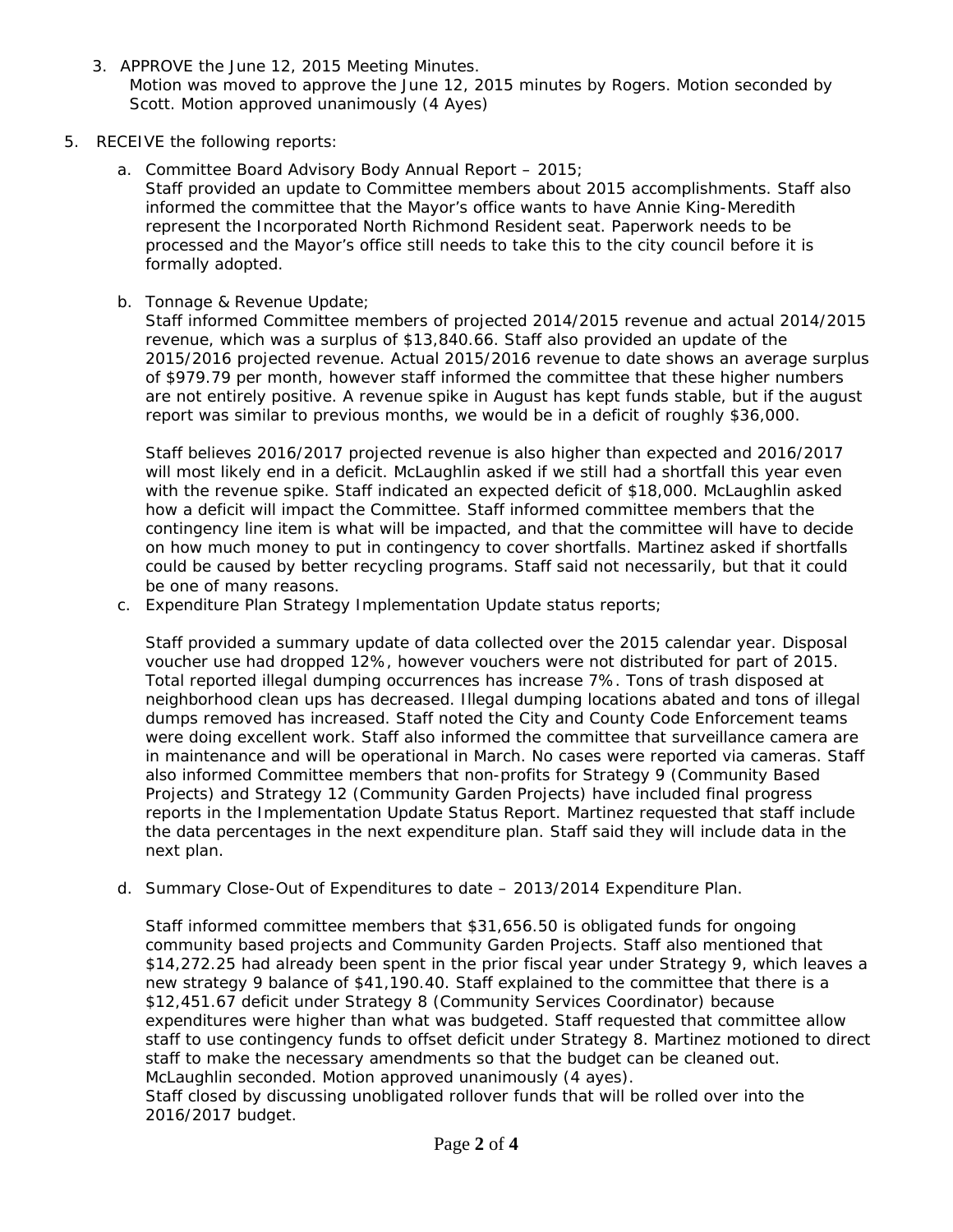3. APPROVE the June 12, 2015 Meeting Minutes.
   Motion was moved to approve the June 12, 2015 minutes by Rogers. Motion seconded by Scott. Motion approved unanimously (4 Ayes)

5. RECEIVE the following reports:

   a. Committee Board Advisory Body Annual Report – 2015;
      Staff provided an update to Committee members about 2015 accomplishments. Staff also informed the committee that the Mayor's office wants to have Annie King-Meredith represent the Incorporated North Richmond Resident seat. Paperwork needs to be processed and the Mayor's office still needs to take this to the city council before it is formally adopted.

   b. Tonnage & Revenue Update;
      Staff informed Committee members of projected 2014/2015 revenue and actual 2014/2015 revenue, which was a surplus of $13,840.66. Staff also provided an update of the 2015/2016 projected revenue. Actual 2015/2016 revenue to date shows an average surplus of $979.79 per month, however staff informed the committee that these higher numbers are not entirely positive. A revenue spike in August has kept funds stable, but if the august report was similar to previous months, we would be in a deficit of roughly $36,000.

      Staff believes 2016/2017 projected revenue is also higher than expected and 2016/2017 will most likely end in a deficit. McLaughlin asked if we still had a shortfall this year even with the revenue spike. Staff indicated an expected deficit of $18,000. McLaughlin asked how a deficit will impact the Committee. Staff informed committee members that the contingency line item is what will be impacted, and that the committee will have to decide on how much money to put in contingency to cover shortfalls. Martinez asked if shortfalls could be caused by better recycling programs. Staff said not necessarily, but that it could be one of many reasons.

   c. Expenditure Plan Strategy Implementation Update status reports;

      Staff provided a summary update of data collected over the 2015 calendar year. Disposal voucher use had dropped 12%, however vouchers were not distributed for part of 2015. Total reported illegal dumping occurrences has increase 7%. Tons of trash disposed at neighborhood clean ups has decreased. Illegal dumping locations abated and tons of illegal dumps removed has increased. Staff noted the City and County Code Enforcement teams were doing excellent work. Staff also informed the committee that surveillance camera are in maintenance and will be operational in March. No cases were reported via cameras. Staff also informed Committee members that non-profits for Strategy 9 (Community Based Projects) and Strategy 12 (Community Garden Projects) have included final progress reports in the Implementation Update Status Report. Martinez requested that staff include the data percentages in the next expenditure plan. Staff said they will include data in the next plan.

   d. Summary Close-Out of Expenditures to date – 2013/2014 Expenditure Plan.

      Staff informed committee members that $31,656.50 is obligated funds for ongoing community based projects and Community Garden Projects. Staff also mentioned that $14,272.25 had already been spent in the prior fiscal year under Strategy 9, which leaves a new strategy 9 balance of $41,190.40. Staff explained to the committee that there is a $12,451.67 deficit under Strategy 8 (Community Services Coordinator) because expenditures were higher than what was budgeted. Staff requested that committee allow staff to use contingency funds to offset deficit under Strategy 8. Martinez motioned to direct staff to make the necessary amendments so that the budget can be cleaned out. McLaughlin seconded. Motion approved unanimously (4 ayes).
      Staff closed by discussing unobligated rollover funds that will be rolled over into the 2016/2017 budget.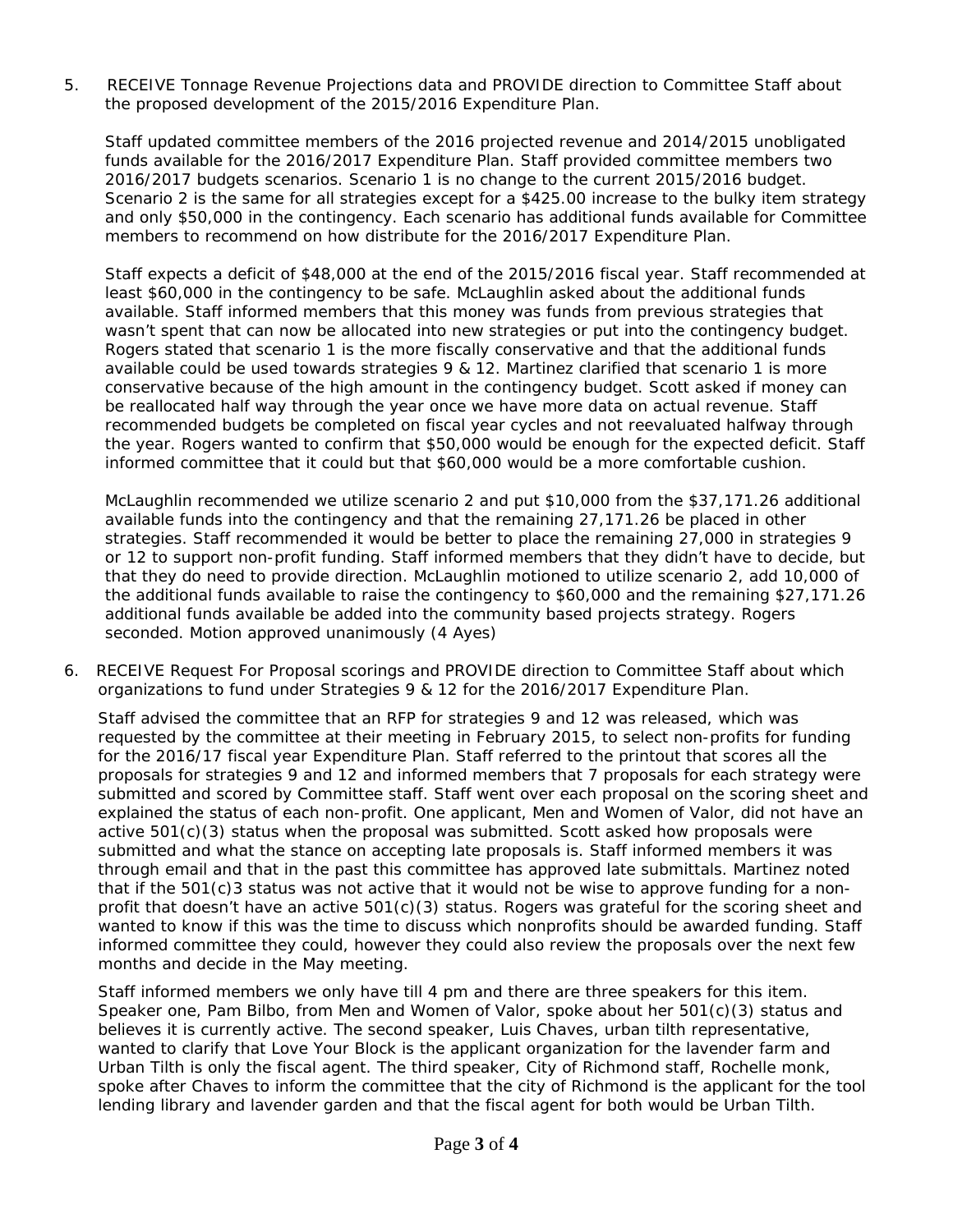5. RECEIVE Tonnage Revenue Projections data and PROVIDE direction to Committee Staff about the proposed development of the 2015/2016 Expenditure Plan.

   Staff updated committee members of the 2016 projected revenue and 2014/2015 unobligated funds available for the 2016/2017 Expenditure Plan. Staff provided committee members two 2016/2017 budgets scenarios. Scenario 1 is no change to the current 2015/2016 budget. Scenario 2 is the same for all strategies except for a $425.00 increase to the bulky item strategy and only $50,000 in the contingency. Each scenario has additional funds available for Committee members to recommend on how distribute for the 2016/2017 Expenditure Plan.

   Staff expects a deficit of $48,000 at the end of the 2015/2016 fiscal year. Staff recommended at least $60,000 in the contingency to be safe. McLaughlin asked about the additional funds available. Staff informed members that this money was funds from previous strategies that wasn't spent that can now be allocated into new strategies or put into the contingency budget. Rogers stated that scenario 1 is the more fiscally conservative and that the additional funds available could be used towards strategies 9 & 12. Martinez clarified that scenario 1 is more conservative because of the high amount in the contingency budget. Scott asked if money can be reallocated half way through the year once we have more data on actual revenue. Staff recommended budgets be completed on fiscal year cycles and not reevaluated halfway through the year. Rogers wanted to confirm that $50,000 would be enough for the expected deficit. Staff informed committee that it could but that $60,000 would be a more comfortable cushion.

   McLaughlin recommended we utilize scenario 2 and put $10,000 from the $37,171.26 additional available funds into the contingency and that the remaining 27,171.26 be placed in other strategies. Staff recommended it would be better to place the remaining 27,000 in strategies 9 or 12 to support non-profit funding. Staff informed members that they didn't have to decide, but that they do need to provide direction. McLaughlin motioned to utilize scenario 2, add 10,000 of the additional funds available to raise the contingency to $60,000 and the remaining $27,171.26 additional funds available be added into the community based projects strategy. Rogers seconded. Motion approved unanimously (4 Ayes)

6. RECEIVE Request For Proposal scorings and PROVIDE direction to Committee Staff about which organizations to fund under Strategies 9 & 12 for the 2016/2017 Expenditure Plan.

   Staff advised the committee that an RFP for strategies 9 and 12 was released, which was requested by the committee at their meeting in February 2015, to select non-profits for funding for the 2016/17 fiscal year Expenditure Plan. Staff referred to the printout that scores all the proposals for strategies 9 and 12 and informed members that 7 proposals for each strategy were submitted and scored by Committee staff. Staff went over each proposal on the scoring sheet and explained the status of each non-profit. One applicant, Men and Women of Valor, did not have an active 501(c)(3) status when the proposal was submitted. Scott asked how proposals were submitted and what the stance on accepting late proposals is. Staff informed members it was through email and that in the past this committee has approved late submittals. Martinez noted that if the 501(c)3 status was not active that it would not be wise to approve funding for a non-profit that doesn't have an active 501(c)(3) status. Rogers was grateful for the scoring sheet and wanted to know if this was the time to discuss which nonprofits should be awarded funding. Staff informed committee they could, however they could also review the proposals over the next few months and decide in the May meeting.

   Staff informed members we only have till 4 pm and there are three speakers for this item. Speaker one, Pam Bilbo, from Men and Women of Valor, spoke about her 501(c)(3) status and believes it is currently active. The second speaker, Luis Chaves, urban tilth representative, wanted to clarify that Love Your Block is the applicant organization for the lavender farm and Urban Tilth is only the fiscal agent. The third speaker, City of Richmond staff, Rochelle monk, spoke after Chaves to inform the committee that the city of Richmond is the applicant for the tool lending library and lavender garden and that the fiscal agent for both would be Urban Tilth.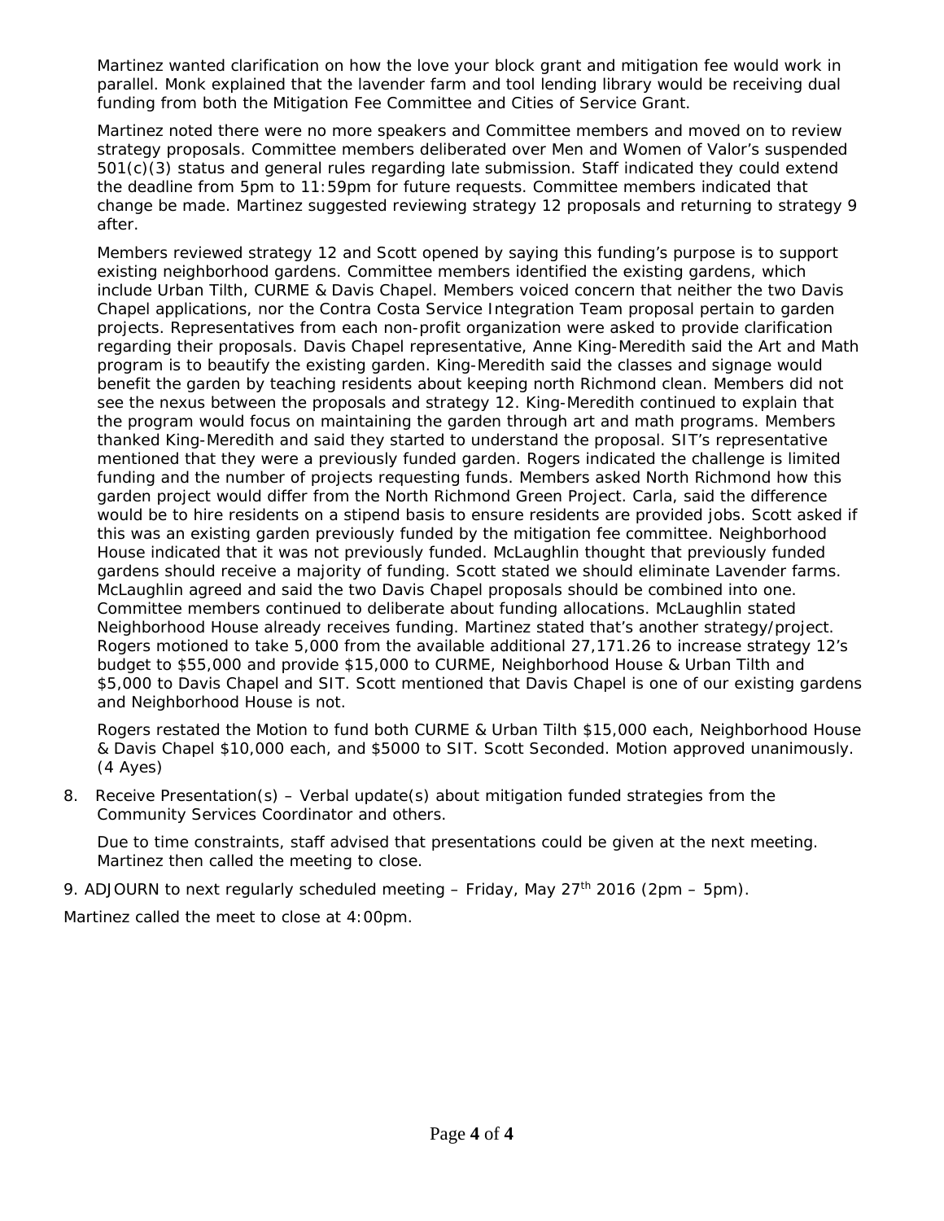Martinez wanted clarification on how the love your block grant and mitigation fee would work in parallel. Monk explained that the lavender farm and tool lending library would be receiving dual funding from both the Mitigation Fee Committee and Cities of Service Grant.

Martinez noted there were no more speakers and Committee members and moved on to review strategy proposals. Committee members deliberated over Men and Women of Valor's suspended 501(c)(3) status and general rules regarding late submission. Staff indicated they could extend the deadline from 5pm to 11:59pm for future requests. Committee members indicated that change be made. Martinez suggested reviewing strategy 12 proposals and returning to strategy 9 after.

Members reviewed strategy 12 and Scott opened by saying this funding's purpose is to support existing neighborhood gardens. Committee members identified the existing gardens, which include Urban Tilth, CURME & Davis Chapel. Members voiced concern that neither the two Davis Chapel applications, nor the Contra Costa Service Integration Team proposal pertain to garden projects. Representatives from each non-profit organization were asked to provide clarification regarding their proposals. Davis Chapel representative, Anne King-Meredith said the Art and Math program is to beautify the existing garden. King-Meredith said the classes and signage would benefit the garden by teaching residents about keeping north Richmond clean. Members did not see the nexus between the proposals and strategy 12. King-Meredith continued to explain that the program would focus on maintaining the garden through art and math programs. Members thanked King-Meredith and said they started to understand the proposal. SIT's representative mentioned that they were a previously funded garden. Rogers indicated the challenge is limited funding and the number of projects requesting funds. Members asked North Richmond how this garden project would differ from the North Richmond Green Project. Carla, said the difference would be to hire residents on a stipend basis to ensure residents are provided jobs. Scott asked if this was an existing garden previously funded by the mitigation fee committee. Neighborhood House indicated that it was not previously funded. McLaughlin thought that previously funded gardens should receive a majority of funding. Scott stated we should eliminate Lavender farms. McLaughlin agreed and said the two Davis Chapel proposals should be combined into one. Committee members continued to deliberate about funding allocations. McLaughlin stated Neighborhood House already receives funding. Martinez stated that's another strategy/project. Rogers motioned to take 5,000 from the available additional 27,171.26 to increase strategy 12's budget to $55,000 and provide $15,000 to CURME, Neighborhood House & Urban Tilth and $5,000 to Davis Chapel and SIT. Scott mentioned that Davis Chapel is one of our existing gardens and Neighborhood House is not.

Rogers restated the Motion to fund both CURME & Urban Tilth $15,000 each, Neighborhood House & Davis Chapel $10,000 each, and $5000 to SIT. Scott Seconded. Motion approved unanimously. (4 Ayes)

8. Receive Presentation(s) – Verbal update(s) about mitigation funded strategies from the Community Services Coordinator and others.

   Due to time constraints, staff advised that presentations could be given at the next meeting. Martinez then called the meeting to close.

9. ADJOURN to next regularly scheduled meeting – Friday, May 27th 2016 (2pm – 5pm).

Martinez called the meet to close at 4:00pm.